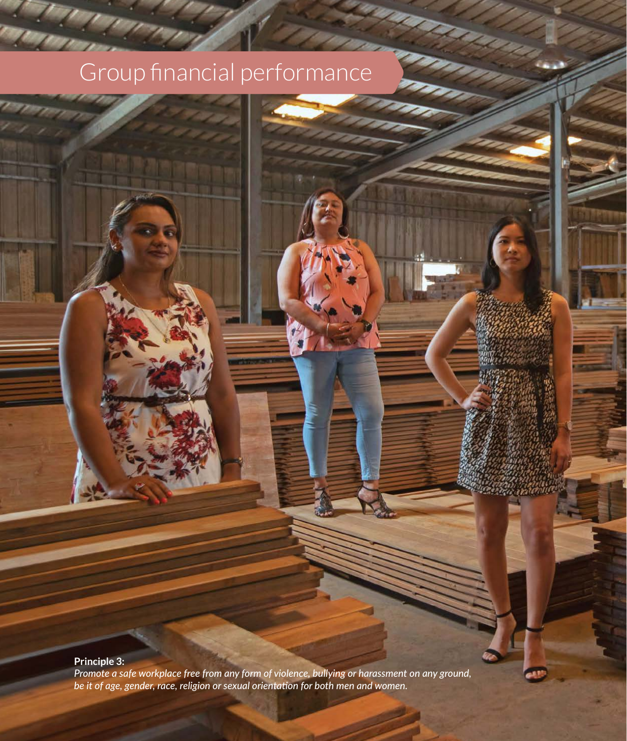# Group financial performance

**Principle 3:**
***Promote a safe workplace free from any form of violence, bullying or harassment on any ground, be it of age, gender, race, religion or sexual orientation for both men and women.***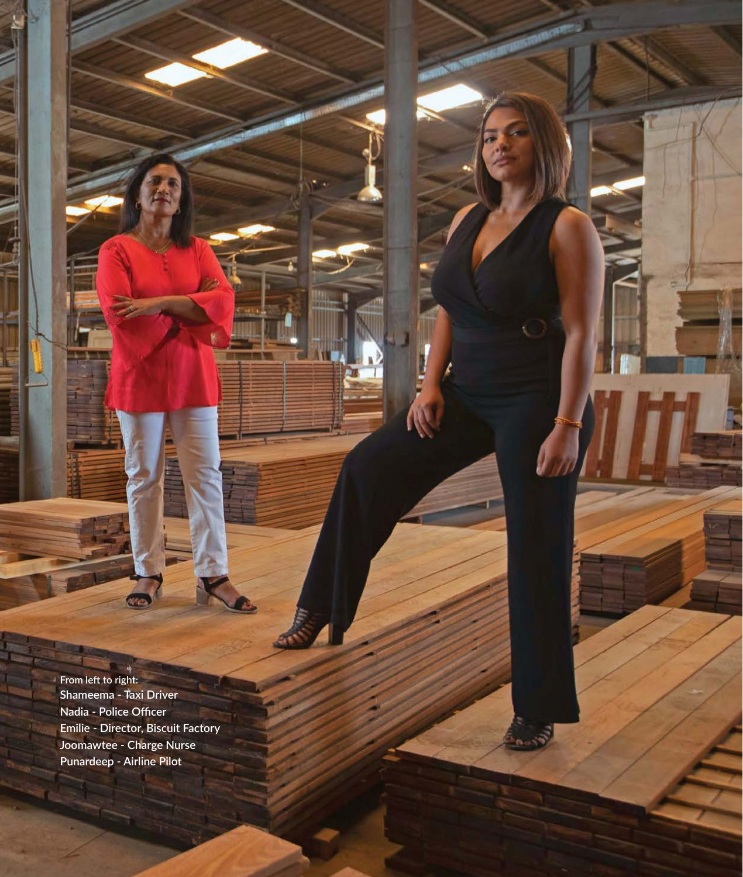**From left to right:**
**Shameema - Taxi Driver**
**Nadia - Police Officer**
**Emilie - Director, Biscuit Factory**
**Joomawtee - Charge Nurse**
**Punardeep - Airline Pilot**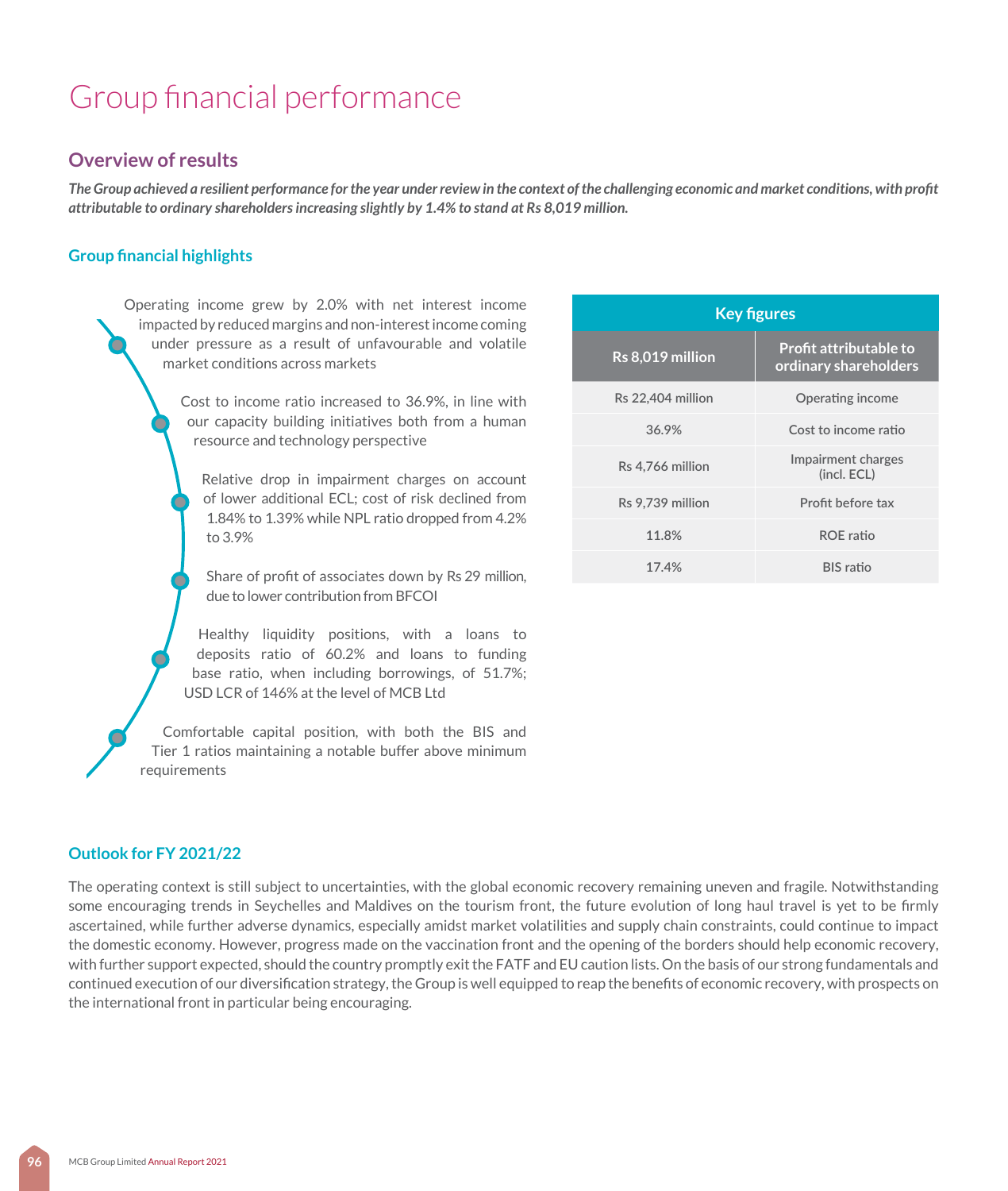# Group financial performance

## Overview of results

***The Group achieved a resilient performance for the year under review in the context of the challenging economic and market conditions, with profit attributable to ordinary shareholders increasing slightly by 1.4% to stand at Rs 8,019 million.***

### Group financial highlights

- Operating income grew by 2.0% with net interest income impacted by reduced margins and non-interest income coming under pressure as a result of unfavourable and volatile market conditions across markets
- Cost to income ratio increased to 36.9%, in line with our capacity building initiatives both from a human resource and technology perspective
- Relative drop in impairment charges on account of lower additional ECL; cost of risk declined from 1.84% to 1.39% while NPL ratio dropped from 4.2% to 3.9%
- Share of profit of associates down by Rs 29 million, due to lower contribution from BFCOI
- Healthy liquidity positions, with a loans to deposits ratio of 60.2% and loans to funding base ratio, when including borrowings, of 51.7%; USD LCR of 146% at the level of MCB Ltd
- Comfortable capital position, with both the BIS and Tier 1 ratios maintaining a notable buffer above minimum requirements

| Key figures | |
|---|---|
| **Rs 8,019 million** | **Profit attributable to ordinary shareholders** |
| Rs 22,404 million | Operating income |
| 36.9% | Cost to income ratio |
| Rs 4,766 million | Impairment charges (incl. ECL) |
| Rs 9,739 million | Profit before tax |
| 11.8% | ROE ratio |
| 17.4% | BIS ratio |

### Outlook for FY 2021/22

The operating context is still subject to uncertainties, with the global economic recovery remaining uneven and fragile. Notwithstanding some encouraging trends in Seychelles and Maldives on the tourism front, the future evolution of long haul travel is yet to be firmly ascertained, while further adverse dynamics, especially amidst market volatilities and supply chain constraints, could continue to impact the domestic economy. However, progress made on the vaccination front and the opening of the borders should help economic recovery, with further support expected, should the country promptly exit the FATF and EU caution lists. On the basis of our strong fundamentals and continued execution of our diversification strategy, the Group is well equipped to reap the benefits of economic recovery, with prospects on the international front in particular being encouraging.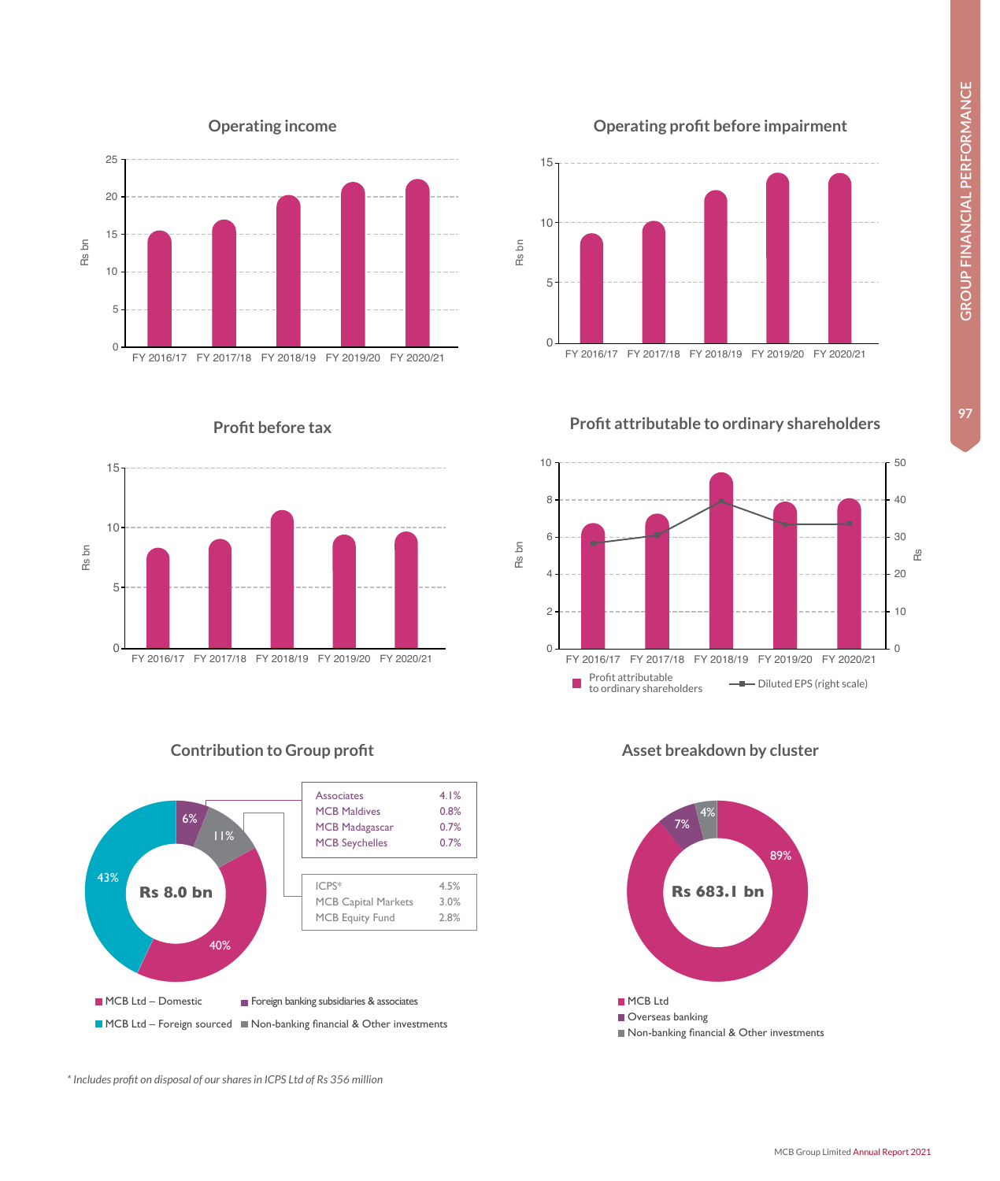## Operating income

Rs bn

FY 2016/17, FY 2017/18, FY 2018/19, FY 2019/20, FY 2020/21

## Operating profit before impairment

Rs bn

FY 2016/17, FY 2017/18, FY 2018/19, FY 2019/20, FY 2020/21

## Profit before tax

Rs bn

FY 2016/17, FY 2017/18, FY 2018/19, FY 2019/20, FY 2020/21

## Profit attributable to ordinary shareholders

Rs bn / Rs

FY 2016/17, FY 2017/18, FY 2018/19, FY 2019/20, FY 2020/21

- Profit attributable to ordinary shareholders
- Diluted EPS (right scale)

## Contribution to Group profit

**Rs 8.0 bn**

- MCB Ltd – Domestic: 40%
- MCB Ltd – Foreign sourced: 43%
- Foreign banking subsidiaries & associates: 6%
- Non-banking financial & Other investments: 11%

| | |
|---|---|
| Associates | 4.1% |
| MCB Maldives | 0.8% |
| MCB Madagascar | 0.7% |
| MCB Seychelles | 0.7% |

| | |
|---|---|
| ICPS* | 4.5% |
| MCB Capital Markets | 3.0% |
| MCB Equity Fund | 2.8% |

## Asset breakdown by cluster

**Rs 683.1 bn**

- MCB Ltd: 89%
- Overseas banking: 7%
- Non-banking financial & Other investments: 4%

*\* Includes profit on disposal of our shares in ICPS Ltd of Rs 356 million*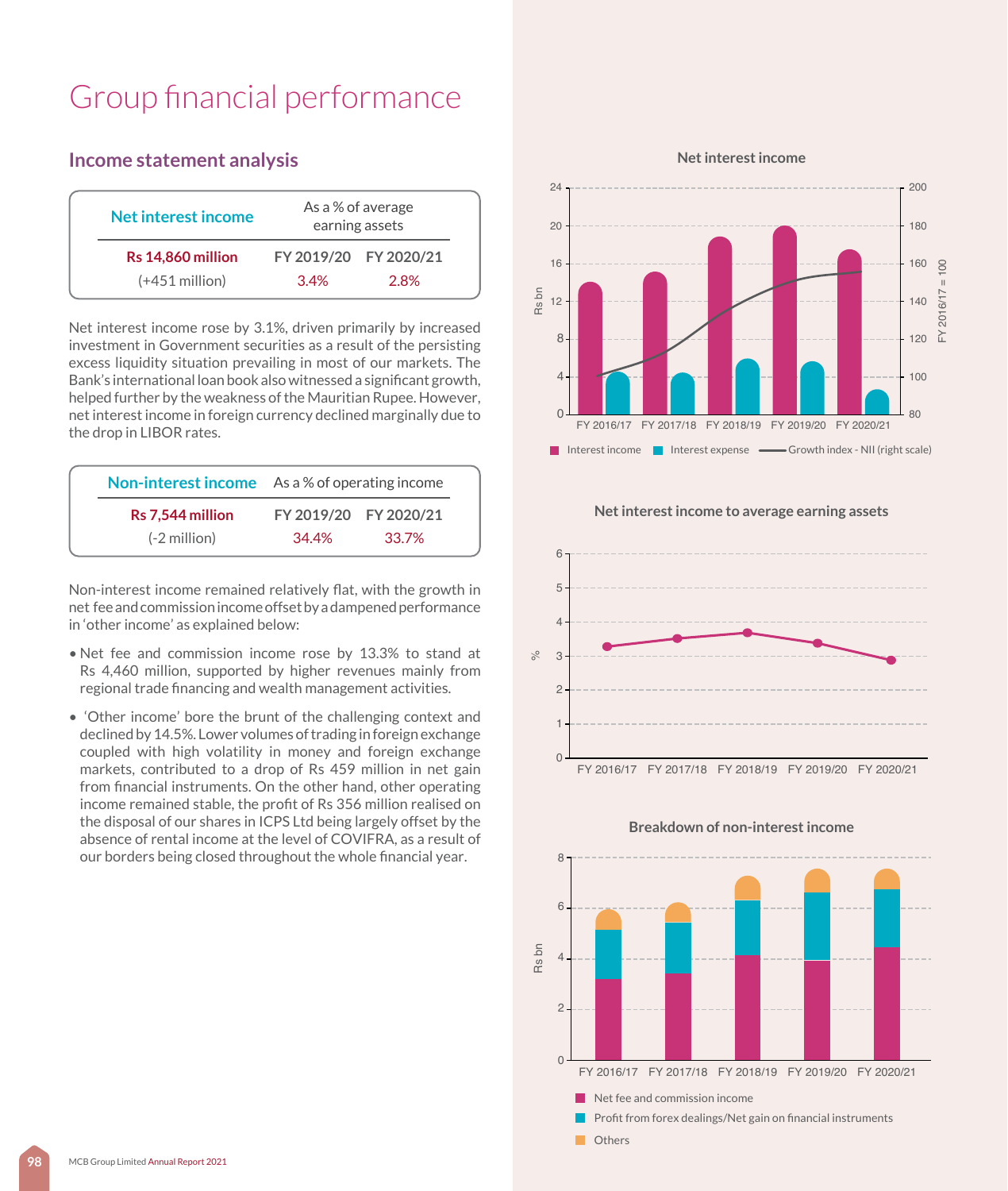# Group financial performance

## Income statement analysis

| Net interest income | As a % of average earning assets | |
|---|---|---|
| | FY 2019/20 | FY 2020/21 |
| Rs 14,860 million (+451 million) | 3.4% | 2.8% |

Net interest income rose by 3.1%, driven primarily by increased investment in Government securities as a result of the persisting excess liquidity situation prevailing in most of our markets. The Bank's international loan book also witnessed a significant growth, helped further by the weakness of the Mauritian Rupee. However, net interest income in foreign currency declined marginally due to the drop in LIBOR rates.

| Non-interest income | As a % of operating income | |
|---|---|---|
| | FY 2019/20 | FY 2020/21 |
| Rs 7,544 million (-2 million) | 34.4% | 33.7% |

Non-interest income remained relatively flat, with the growth in net fee and commission income offset by a dampened performance in 'other income' as explained below:

- Net fee and commission income rose by 13.3% to stand at Rs 4,460 million, supported by higher revenues mainly from regional trade financing and wealth management activities.
- 'Other income' bore the brunt of the challenging context and declined by 14.5%. Lower volumes of trading in foreign exchange coupled with high volatility in money and foreign exchange markets, contributed to a drop of Rs 459 million in net gain from financial instruments. On the other hand, other operating income remained stable, the profit of Rs 356 million realised on the disposal of our shares in ICPS Ltd being largely offset by the absence of rental income at the level of COVIFRA, as a result of our borders being closed throughout the whole financial year.

**Net interest income**

Interest income / Interest expense / Growth index - NII (right scale)

**Net interest income to average earning assets**

**Breakdown of non-interest income**

Net fee and commission income / Profit from forex dealings/Net gain on financial instruments / Others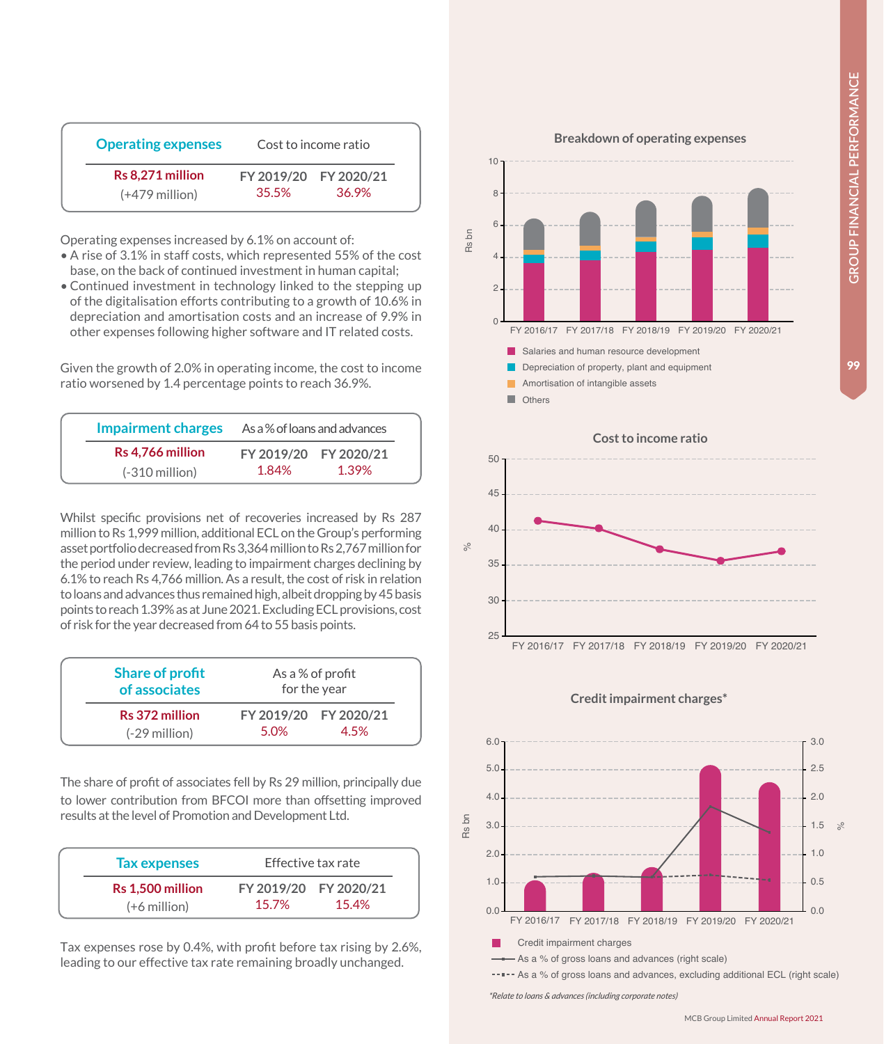| Operating expenses | Cost to income ratio | |
|---|---|---|
| **Rs 8,271 million** | FY 2019/20 | FY 2020/21 |
| (+479 million) | 35.5% | 36.9% |

Operating expenses increased by 6.1% on account of:

- A rise of 3.1% in staff costs, which represented 55% of the cost base, on the back of continued investment in human capital;
- Continued investment in technology linked to the stepping up of the digitalisation efforts contributing to a growth of 10.6% in depreciation and amortisation costs and an increase of 9.9% in other expenses following higher software and IT related costs.

Given the growth of 2.0% in operating income, the cost to income ratio worsened by 1.4 percentage points to reach 36.9%.

| Impairment charges | As a % of loans and advances | |
|---|---|---|
| **Rs 4,766 million** | FY 2019/20 | FY 2020/21 |
| (-310 million) | 1.84% | 1.39% |

Whilst specific provisions net of recoveries increased by Rs 287 million to Rs 1,999 million, additional ECL on the Group's performing asset portfolio decreased from Rs 3,364 million to Rs 2,767 million for the period under review, leading to impairment charges declining by 6.1% to reach Rs 4,766 million. As a result, the cost of risk in relation to loans and advances thus remained high, albeit dropping by 45 basis points to reach 1.39% as at June 2021. Excluding ECL provisions, cost of risk for the year decreased from 64 to 55 basis points.

| Share of profit of associates | As a % of profit for the year | |
|---|---|---|
| **Rs 372 million** | FY 2019/20 | FY 2020/21 |
| (-29 million) | 5.0% | 4.5% |

The share of profit of associates fell by Rs 29 million, principally due to lower contribution from BFCOI more than offsetting improved results at the level of Promotion and Development Ltd.

| Tax expenses | Effective tax rate | |
|---|---|---|
| **Rs 1,500 million** | FY 2019/20 | FY 2020/21 |
| (+6 million) | 15.7% | 15.4% |

Tax expenses rose by 0.4%, with profit before tax rising by 2.6%, leading to our effective tax rate remaining broadly unchanged.

**Breakdown of operating expenses**

Rs bn (FY 2016/17 – FY 2020/21)

- Salaries and human resource development
- Depreciation of property, plant and equipment
- Amortisation of intangible assets
- Others

**Cost to income ratio**

% (FY 2016/17 – FY 2020/21)

**Credit impairment charges***

Rs bn / % (FY 2016/17 – FY 2020/21)

- Credit impairment charges
- As a % of gross loans and advances (right scale)
- As a % of gross loans and advances, excluding additional ECL (right scale)

*Relate to loans & advances (including corporate notes)*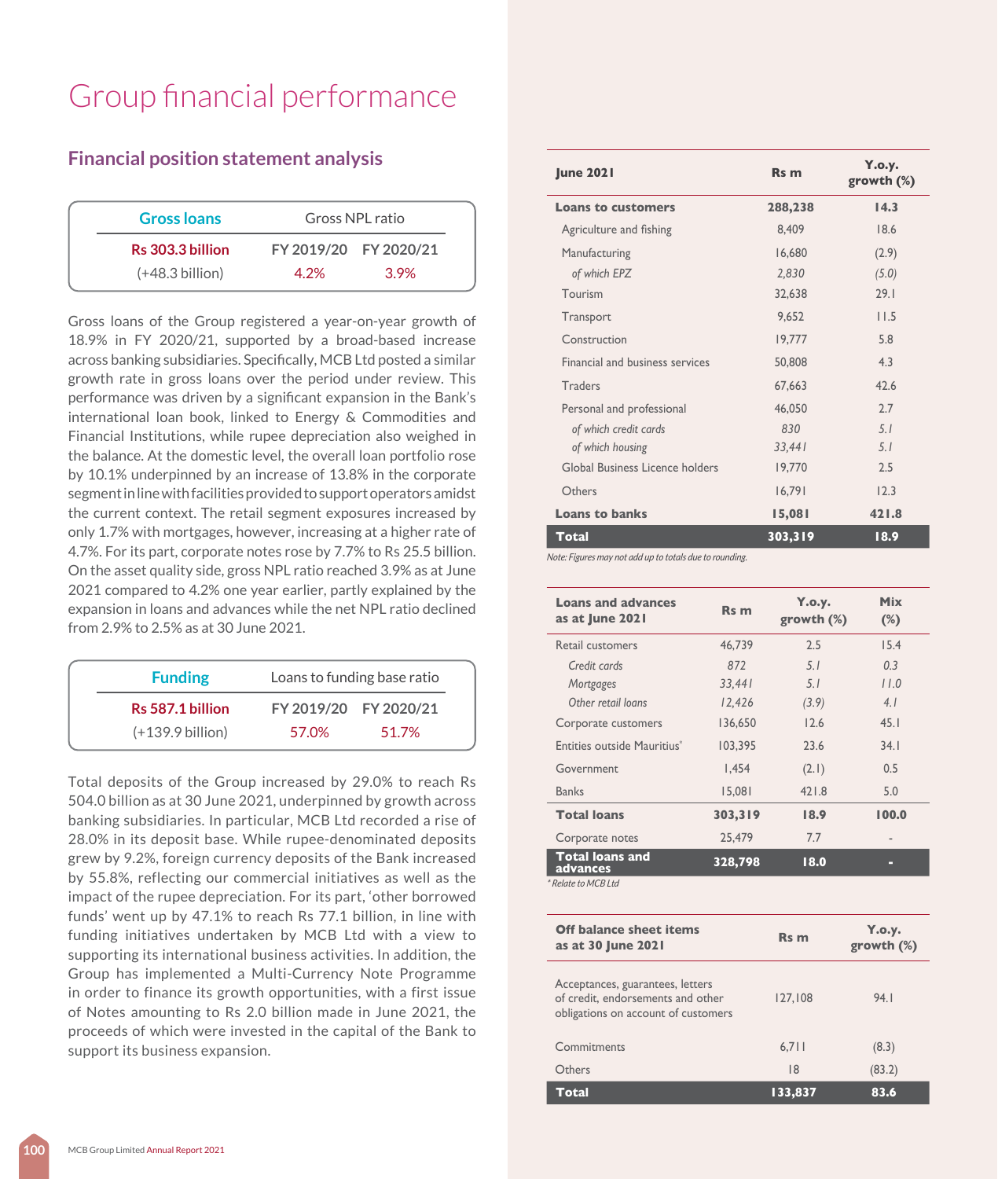# Group financial performance

## Financial position statement analysis

| Gross loans | Gross NPL ratio | |
|---|---|---|
| | FY 2019/20 | FY 2020/21 |
| Rs 303.3 billion | 4.2% | 3.9% |
| (+48.3 billion) | | |

Gross loans of the Group registered a year-on-year growth of 18.9% in FY 2020/21, supported by a broad-based increase across banking subsidiaries. Specifically, MCB Ltd posted a similar growth rate in gross loans over the period under review. This performance was driven by a significant expansion in the Bank's international loan book, linked to Energy & Commodities and Financial Institutions, while rupee depreciation also weighed in the balance. At the domestic level, the overall loan portfolio rose by 10.1% underpinned by an increase of 13.8% in the corporate segment in line with facilities provided to support operators amidst the current context. The retail segment exposures increased by only 1.7% with mortgages, however, increasing at a higher rate of 4.7%. For its part, corporate notes rose by 7.7% to Rs 25.5 billion. On the asset quality side, gross NPL ratio reached 3.9% as at June 2021 compared to 4.2% one year earlier, partly explained by the expansion in loans and advances while the net NPL ratio declined from 2.9% to 2.5% as at 30 June 2021.

| Funding | Loans to funding base ratio | |
|---|---|---|
| | FY 2019/20 | FY 2020/21 |
| Rs 587.1 billion | 57.0% | 51.7% |
| (+139.9 billion) | | |

Total deposits of the Group increased by 29.0% to reach Rs 504.0 billion as at 30 June 2021, underpinned by growth across banking subsidiaries. In particular, MCB Ltd recorded a rise of 28.0% in its deposit base. While rupee-denominated deposits grew by 9.2%, foreign currency deposits of the Bank increased by 55.8%, reflecting our commercial initiatives as well as the impact of the rupee depreciation. For its part, 'other borrowed funds' went up by 47.1% to reach Rs 77.1 billion, in line with funding initiatives undertaken by MCB Ltd with a view to supporting its international business activities. In addition, the Group has implemented a Multi-Currency Note Programme in order to finance its growth opportunities, with a first issue of Notes amounting to Rs 2.0 billion made in June 2021, the proceeds of which were invested in the capital of the Bank to support its business expansion.

| June 2021 | Rs m | Y.o.y. growth (%) |
|---|---|---|
| **Loans to customers** | **288,238** | **14.3** |
| Agriculture and fishing | 8,409 | 18.6 |
| Manufacturing | 16,680 | (2.9) |
| *of which EPZ* | *2,830* | *(5.0)* |
| Tourism | 32,638 | 29.1 |
| Transport | 9,652 | 11.5 |
| Construction | 19,777 | 5.8 |
| Financial and business services | 50,808 | 4.3 |
| Traders | 67,663 | 42.6 |
| Personal and professional | 46,050 | 2.7 |
| *of which credit cards* | *830* | *5.1* |
| *of which housing* | *33,441* | *5.1* |
| Global Business Licence holders | 19,770 | 2.5 |
| Others | 16,791 | 12.3 |
| **Loans to banks** | **15,081** | **421.8** |
| **Total** | **303,319** | **18.9** |

*Note: Figures may not add up to totals due to rounding.*

| Loans and advances as at June 2021 | Rs m | Y.o.y. growth (%) | Mix (%) |
|---|---|---|---|
| Retail customers | 46,739 | 2.5 | 15.4 |
| *Credit cards* | *872* | *5.1* | *0.3* |
| *Mortgages* | *33,441* | *5.1* | *11.0* |
| *Other retail loans* | *12,426* | *(3.9)* | *4.1* |
| Corporate customers | 136,650 | 12.6 | 45.1 |
| Entities outside Mauritius* | 103,395 | 23.6 | 34.1 |
| Government | 1,454 | (2.1) | 0.5 |
| Banks | 15,081 | 421.8 | 5.0 |
| **Total loans** | **303,319** | **18.9** | **100.0** |
| Corporate notes | 25,479 | 7.7 | - |
| **Total loans and advances** | **328,798** | **18.0** | **-** |

*\* Relate to MCB Ltd*

| Off balance sheet items as at 30 June 2021 | Rs m | Y.o.y. growth (%) |
|---|---|---|
| Acceptances, guarantees, letters of credit, endorsements and other obligations on account of customers | 127,108 | 94.1 |
| Commitments | 6,711 | (8.3) |
| Others | 18 | (83.2) |
| **Total** | **133,837** | **83.6** |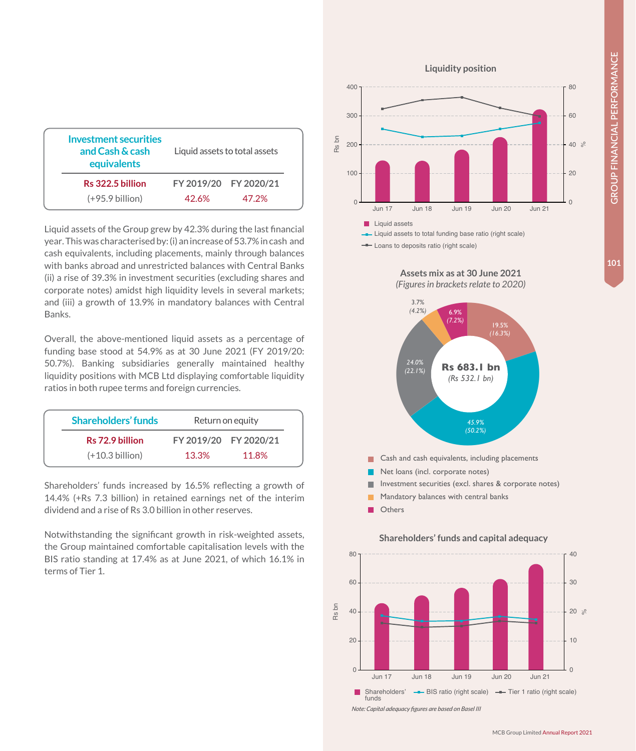| Investment securities and Cash & cash equivalents | Liquid assets to total assets | |
|---|---|---|
| | FY 2019/20 | FY 2020/21 |
| **Rs 322.5 billion** (+95.9 billion) | 42.6% | 47.2% |

Liquid assets of the Group grew by 42.3% during the last financial year. This was characterised by: (i) an increase of 53.7% in cash and cash equivalents, including placements, mainly through balances with banks abroad and unrestricted balances with Central Banks (ii) a rise of 39.3% in investment securities (excluding shares and corporate notes) amidst high liquidity levels in several markets; and (iii) a growth of 13.9% in mandatory balances with Central Banks.

Overall, the above-mentioned liquid assets as a percentage of funding base stood at 54.9% as at 30 June 2021 (FY 2019/20: 50.7%). Banking subsidiaries generally maintained healthy liquidity positions with MCB Ltd displaying comfortable liquidity ratios in both rupee terms and foreign currencies.

| Shareholders' funds | Return on equity | |
|---|---|---|
| | FY 2019/20 | FY 2020/21 |
| **Rs 72.9 billion** (+10.3 billion) | 13.3% | 11.8% |

Shareholders' funds increased by 16.5% reflecting a growth of 14.4% (+Rs 7.3 billion) in retained earnings net of the interim dividend and a rise of Rs 3.0 billion in other reserves.

Notwithstanding the significant growth in risk-weighted assets, the Group maintained comfortable capitalisation levels with the BIS ratio standing at 17.4% as at June 2021, of which 16.1% in terms of Tier 1.

**Liquidity position**

- Liquid assets
- Liquid assets to total funding base ratio (right scale)
- Loans to deposits ratio (right scale)

**Assets mix as at 30 June 2021**

*(Figures in brackets relate to 2020)*

**Rs 683.1 bn** *(Rs 532.1 bn)*

- Cash and cash equivalents, including placements: 19.5% (16.3%)
- Net loans (incl. corporate notes): 45.9% (50.2%)
- Investment securities (excl. shares & corporate notes): 24.0% (22.1%)
- Mandatory balances with central banks: 3.7% (4.2%)
- Others: 6.9% (7.2%)

**Shareholders' funds and capital adequacy**

- Shareholders' funds
- BIS ratio (right scale)
- Tier 1 ratio (right scale)

*Note: Capital adequacy figures are based on Basel III*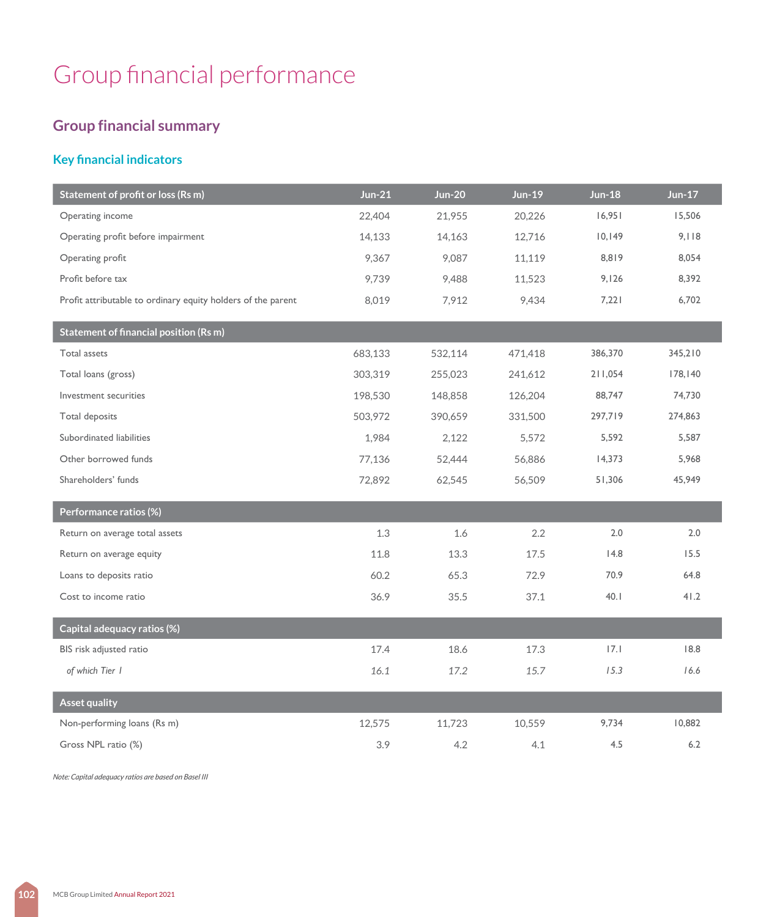# Group financial performance

## Group financial summary

### Key financial indicators

| Statement of profit or loss (Rs m) | Jun-21 | Jun-20 | Jun-19 | Jun-18 | Jun-17 |
|---|---|---|---|---|---|
| Operating income | 22,404 | 21,955 | 20,226 | 16,951 | 15,506 |
| Operating profit before impairment | 14,133 | 14,163 | 12,716 | 10,149 | 9,118 |
| Operating profit | 9,367 | 9,087 | 11,119 | 8,819 | 8,054 |
| Profit before tax | 9,739 | 9,488 | 11,523 | 9,126 | 8,392 |
| Profit attributable to ordinary equity holders of the parent | 8,019 | 7,912 | 9,434 | 7,221 | 6,702 |
| **Statement of financial position (Rs m)** | | | | | |
| Total assets | 683,133 | 532,114 | 471,418 | 386,370 | 345,210 |
| Total loans (gross) | 303,319 | 255,023 | 241,612 | 211,054 | 178,140 |
| Investment securities | 198,530 | 148,858 | 126,204 | 88,747 | 74,730 |
| Total deposits | 503,972 | 390,659 | 331,500 | 297,719 | 274,863 |
| Subordinated liabilities | 1,984 | 2,122 | 5,572 | 5,592 | 5,587 |
| Other borrowed funds | 77,136 | 52,444 | 56,886 | 14,373 | 5,968 |
| Shareholders' funds | 72,892 | 62,545 | 56,509 | 51,306 | 45,949 |
| **Performance ratios (%)** | | | | | |
| Return on average total assets | 1.3 | 1.6 | 2.2 | 2.0 | 2.0 |
| Return on average equity | 11.8 | 13.3 | 17.5 | 14.8 | 15.5 |
| Loans to deposits ratio | 60.2 | 65.3 | 72.9 | 70.9 | 64.8 |
| Cost to income ratio | 36.9 | 35.5 | 37.1 | 40.1 | 41.2 |
| **Capital adequacy ratios (%)** | | | | | |
| BIS risk adjusted ratio | 17.4 | 18.6 | 17.3 | 17.1 | 18.8 |
| *of which Tier 1* | *16.1* | *17.2* | *15.7* | *15.3* | *16.6* |
| **Asset quality** | | | | | |
| Non-performing loans (Rs m) | 12,575 | 11,723 | 10,559 | 9,734 | 10,882 |
| Gross NPL ratio (%) | 3.9 | 4.2 | 4.1 | 4.5 | 6.2 |

*Note: Capital adequacy ratios are based on Basel III*